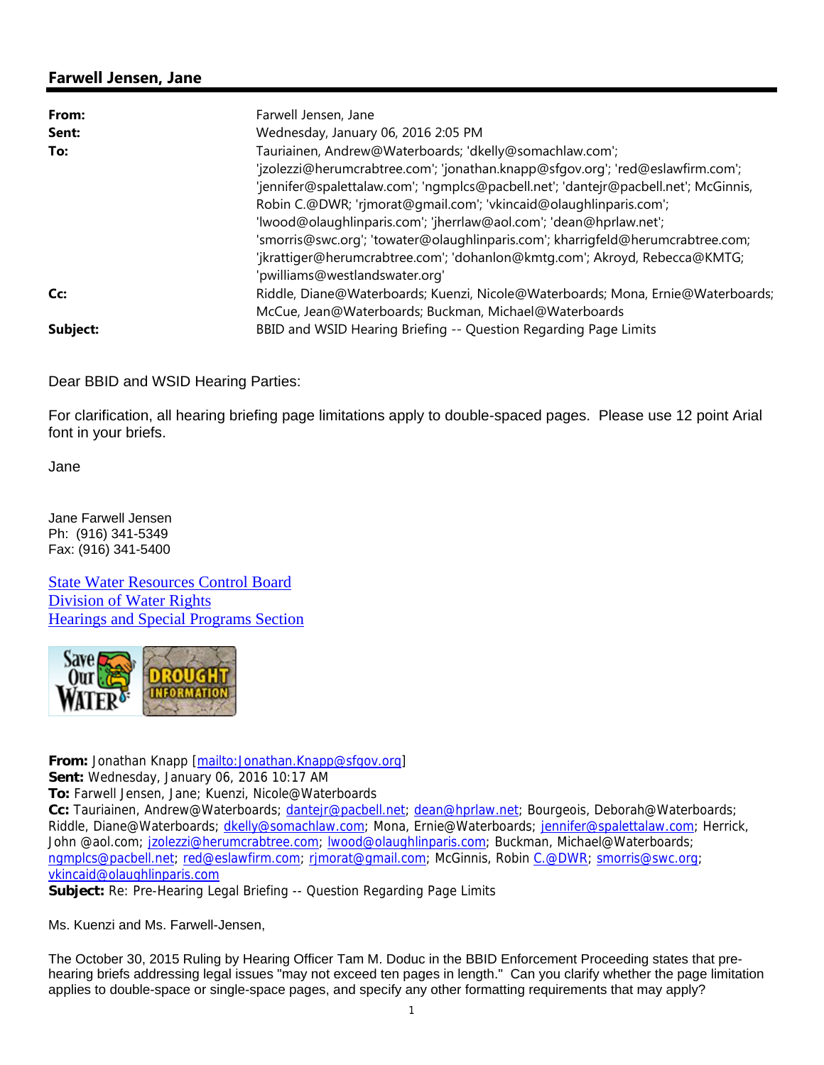## Farwell Jensen, Jane

| | |
|---|---|
| **From:** | Farwell Jensen, Jane |
| **Sent:** | Wednesday, January 06, 2016 2:05 PM |
| **To:** | Tauriainen, Andrew@Waterboards; 'dkelly@somachlaw.com'; 'jzolezzi@herumcrabtree.com'; 'jonathan.knapp@sfgov.org'; 'red@eslawfirm.com'; 'jennifer@spalettalaw.com'; 'ngmplcs@pacbell.net'; 'dantejr@pacbell.net'; McGinnis, Robin C.@DWR; 'rjmorat@gmail.com'; 'vkincaid@olaughlinparis.com'; 'lwood@olaughlinparis.com'; 'jherrlaw@aol.com'; 'dean@hprlaw.net'; 'smorris@swc.org'; 'towater@olaughlinparis.com'; kharrigfeld@herumcrabtree.com; 'jkrattiger@herumcrabtree.com'; 'dohanlon@kmtg.com'; Akroyd, Rebecca@KMTG; 'pwilliams@westlandswater.org' |
| **Cc:** | Riddle, Diane@Waterboards; Kuenzi, Nicole@Waterboards; Mona, Ernie@Waterboards; McCue, Jean@Waterboards; Buckman, Michael@Waterboards |
| **Subject:** | BBID and WSID Hearing Briefing -- Question Regarding Page Limits |

Dear BBID and WSID Hearing Parties:

For clarification, all hearing briefing page limitations apply to double-spaced pages. Please use 12 point Arial font in your briefs.

Jane

Jane Farwell Jensen
Ph: (916) 341-5349
Fax: (916) 341-5400

State Water Resources Control Board
Division of Water Rights
Hearings and Special Programs Section

**From:** Jonathan Knapp [mailto:Jonathan.Knapp@sfgov.org]
**Sent:** Wednesday, January 06, 2016 10:17 AM
**To:** Farwell Jensen, Jane; Kuenzi, Nicole@Waterboards
**Cc:** Tauriainen, Andrew@Waterboards; dantejr@pacbell.net; dean@hprlaw.net; Bourgeois, Deborah@Waterboards; Riddle, Diane@Waterboards; dkelly@somachlaw.com; Mona, Ernie@Waterboards; jennifer@spalettalaw.com; Herrick, John @aol.com; jzolezzi@herumcrabtree.com; lwood@olaughlinparis.com; Buckman, Michael@Waterboards; ngmplcs@pacbell.net; red@eslawfirm.com; rjmorat@gmail.com; McGinnis, Robin C.@DWR; smorris@swc.org; vkincaid@olaughlinparis.com
**Subject:** Re: Pre-Hearing Legal Briefing -- Question Regarding Page Limits

Ms. Kuenzi and Ms. Farwell-Jensen,

The October 30, 2015 Ruling by Hearing Officer Tam M. Doduc in the BBID Enforcement Proceeding states that pre-hearing briefs addressing legal issues "may not exceed ten pages in length." Can you clarify whether the page limitation applies to double-space or single-space pages, and specify any other formatting requirements that may apply?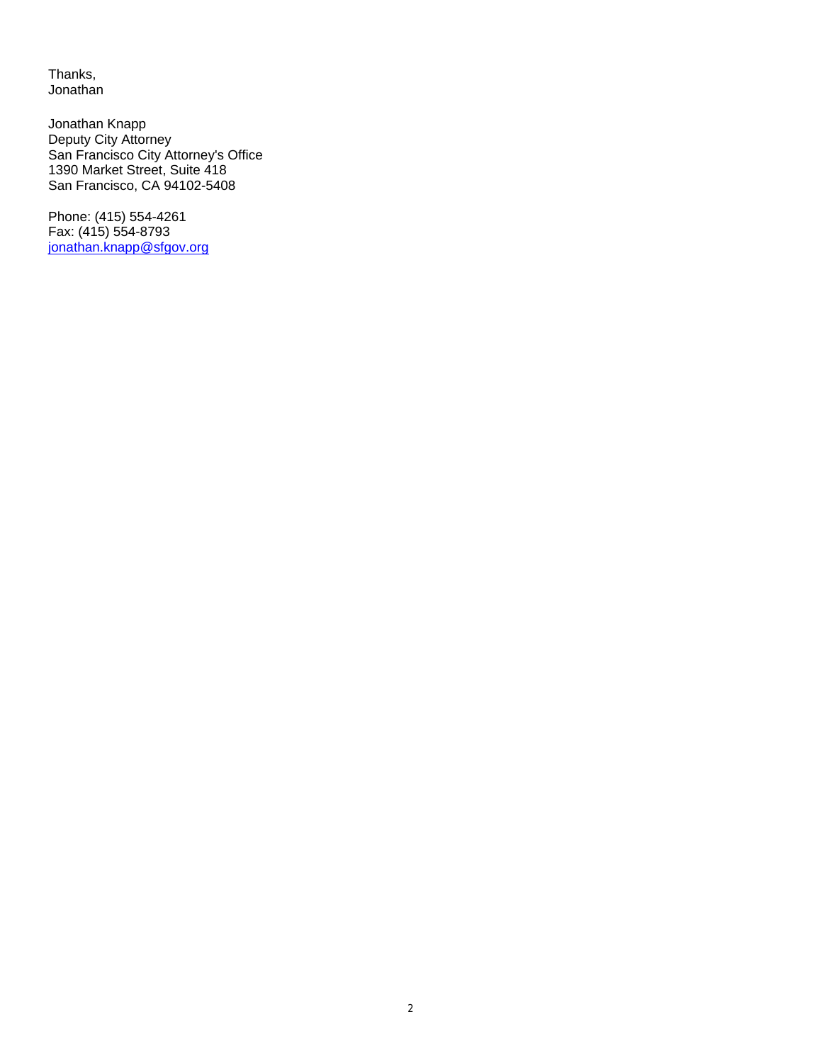Thanks,
Jonathan

Jonathan Knapp
Deputy City Attorney
San Francisco City Attorney's Office
1390 Market Street, Suite 418
San Francisco, CA 94102-5408

Phone: (415) 554-4261
Fax: (415) 554-8793
jonathan.knapp@sfgov.org